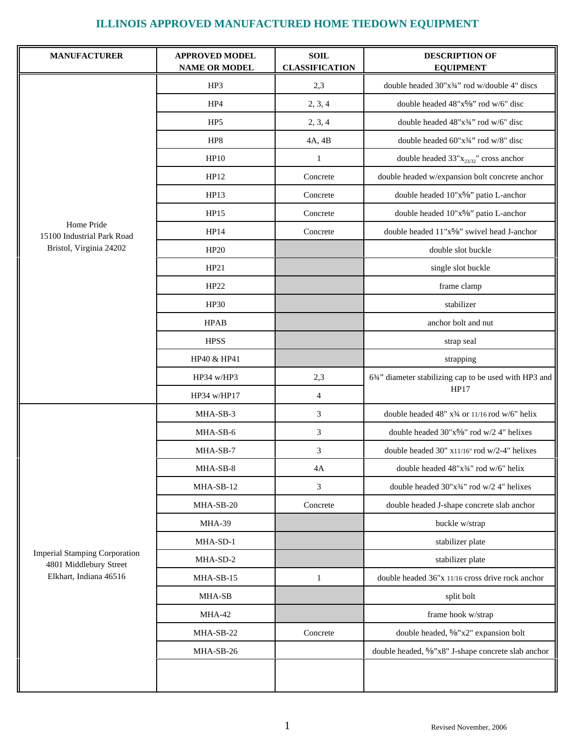# ILLINOIS APPROVED MANUFACTURED HOME TIEDOWN EQUIPMENT

| MANUFACTURER | APPROVED MODEL NAME OR MODEL | SOIL CLASSIFICATION | DESCRIPTION OF EQUIPMENT |
|---|---|---|---|
| Home Pride<br>15100 Industrial Park Road<br>Bristol, Virginia 24202 | HP3 | 2,3 | double headed 30"x¾" rod w/double 4" discs |
| | HP4 | 2, 3, 4 | double headed 48"x⅝" rod w/6" disc |
| | HP5 | 2, 3, 4 | double headed 48"x¾" rod w/6" disc |
| | HP8 | 4A, 4B | double headed 60"x¾" rod w/8" disc |
| | HP10 | 1 | double headed 33"x 23/32" cross anchor |
| | HP12 | Concrete | double headed w/expansion bolt concrete anchor |
| | HP13 | Concrete | double headed 10"x⅝" patio L-anchor |
| | HP15 | Concrete | double headed 10"x⅝" patio L-anchor |
| | HP14 | Concrete | double headed 11"x⅝" swivel head J-anchor |
| | HP20 | | double slot buckle |
| | HP21 | | single slot buckle |
| | HP22 | | frame clamp |
| | HP30 | | stabilizer |
| | HPAB | | anchor bolt and nut |
| | HPSS | | strap seal |
| | HP40 & HP41 | | strapping |
| | HP34 w/HP3 | 2,3 | 6¾" diameter stabilizing cap to be used with HP3 and HP17 |
| | HP34 w/HP17 | 4 | |
| Imperial Stamping Corporation<br>4801 Middlebury Street<br>Elkhart, Indiana 46516 | MHA-SB-3 | 3 | double headed 48" x¾ or 11/16 rod w/6" helix |
| | MHA-SB-6 | 3 | double headed 30"x⅝" rod w/2 4" helixes |
| | MHA-SB-7 | 3 | double headed 30" x11/16" rod w/2-4" helixes |
| | MHA-SB-8 | 4A | double headed 48"x¾" rod w/6" helix |
| | MHA-SB-12 | 3 | double headed 30"x¾" rod w/2 4" helixes |
| | MHA-SB-20 | Concrete | double headed J-shape concrete slab anchor |
| | MHA-39 | | buckle w/strap |
| | MHA-SD-1 | | stabilizer plate |
| | MHA-SD-2 | | stabilizer plate |
| | MHA-SB-15 | 1 | double headed 36"x 11/16 cross drive rock anchor |
| | MHA-SB | | split bolt |
| | MHA-42 | | frame hook w/strap |
| | MHA-SB-22 | Concrete | double headed, ⅝"x2" expansion bolt |
| | MHA-SB-26 | | double headed, ⅝"x8" J-shape concrete slab anchor |
| | | | |

Revised November, 2006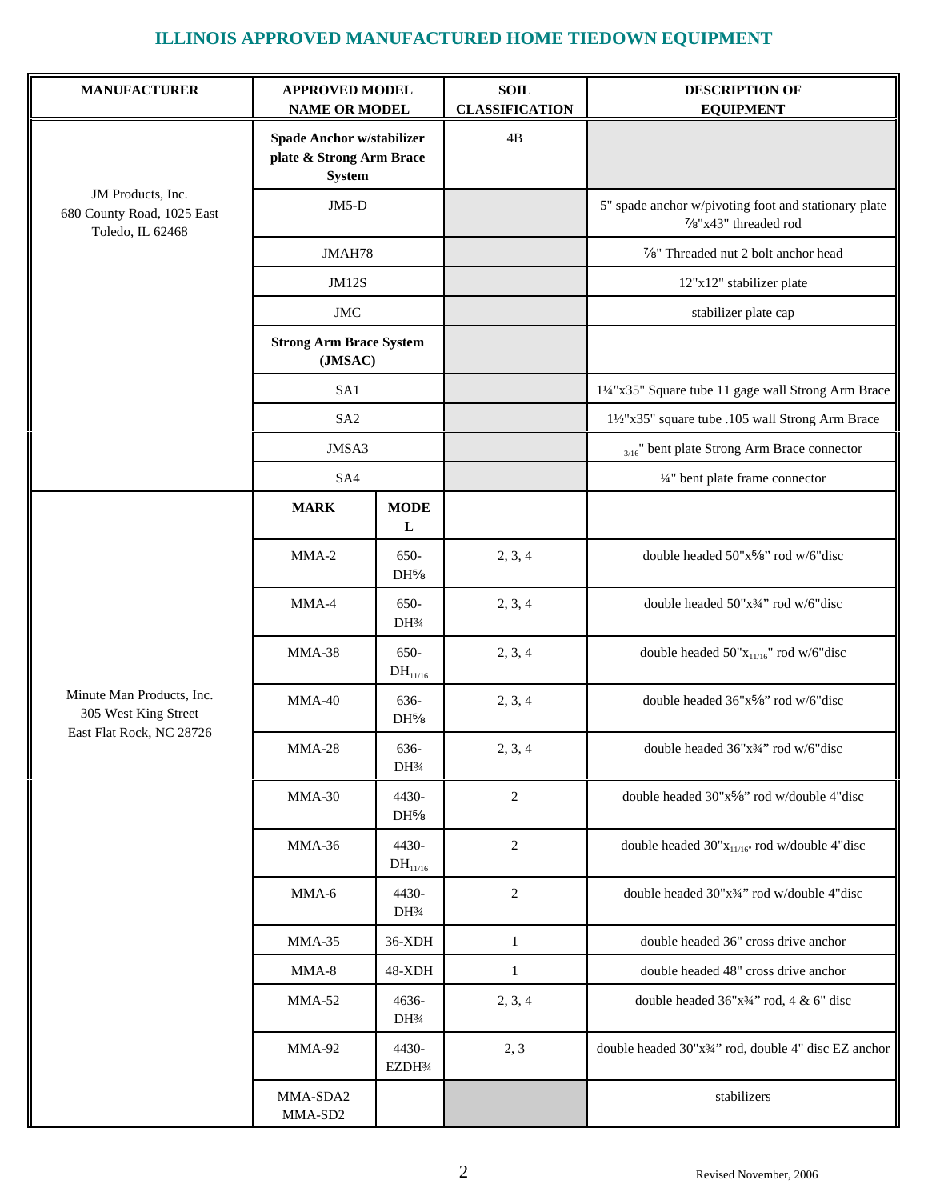## ILLINOIS APPROVED MANUFACTURED HOME TIEDOWN EQUIPMENT

| MANUFACTURER | APPROVED MODEL NAME OR MODEL | | SOIL CLASSIFICATION | DESCRIPTION OF EQUIPMENT |
|---|---|---|---|---|
| JM Products, Inc.<br>680 County Road, 1025 East<br>Toledo, IL 62468 | **Spade Anchor w/stabilizer plate & Strong Arm Brace System** | | 4B | |
| | JM5-D | | | 5" spade anchor w/pivoting foot and stationary plate ⅞"x43" threaded rod |
| | JMAH78 | | | ⅞" Threaded nut 2 bolt anchor head |
| | JM12S | | | 12"x12" stabilizer plate |
| | JMC | | | stabilizer plate cap |
| | **Strong Arm Brace System (JMSAC)** | | | |
| | SA1 | | | 1¼"x35" Square tube 11 gage wall Strong Arm Brace |
| | SA2 | | | 1½"x35" square tube .105 wall Strong Arm Brace |
| | JMSA3 | | | 3/16" bent plate Strong Arm Brace connector |
| | SA4 | | | ¼" bent plate frame connector |
| Minute Man Products, Inc.<br>305 West King Street<br>East Flat Rock, NC 28726 | **MARK** | **MODEL** | | |
| | MMA-2 | 650-DH⅝ | 2, 3, 4 | double headed 50"x⅝" rod w/6"disc |
| | MMA-4 | 650-DH¾ | 2, 3, 4 | double headed 50"x¾" rod w/6"disc |
| | MMA-38 | 650-DH11/16 | 2, 3, 4 | double headed 50"x11/16" rod w/6"disc |
| | MMA-40 | 636-DH⅝ | 2, 3, 4 | double headed 36"x⅝" rod w/6"disc |
| | MMA-28 | 636-DH¾ | 2, 3, 4 | double headed 36"x¾" rod w/6"disc |
| | MMA-30 | 4430-DH⅝ | 2 | double headed 30"x⅝" rod w/double 4"disc |
| | MMA-36 | 4430-DH11/16 | 2 | double headed 30"x11/16" rod w/double 4"disc |
| | MMA-6 | 4430-DH¾ | 2 | double headed 30"x¾" rod w/double 4"disc |
| | MMA-35 | 36-XDH | 1 | double headed 36" cross drive anchor |
| | MMA-8 | 48-XDH | 1 | double headed 48" cross drive anchor |
| | MMA-52 | 4636-DH¾ | 2, 3, 4 | double headed 36"x¾" rod, 4 & 6" disc |
| | MMA-92 | 4430-EZDH¾ | 2, 3 | double headed 30"x¾" rod, double 4" disc EZ anchor |
| | MMA-SDA2<br>MMA-SD2 | | | stabilizers |

Revised November, 2006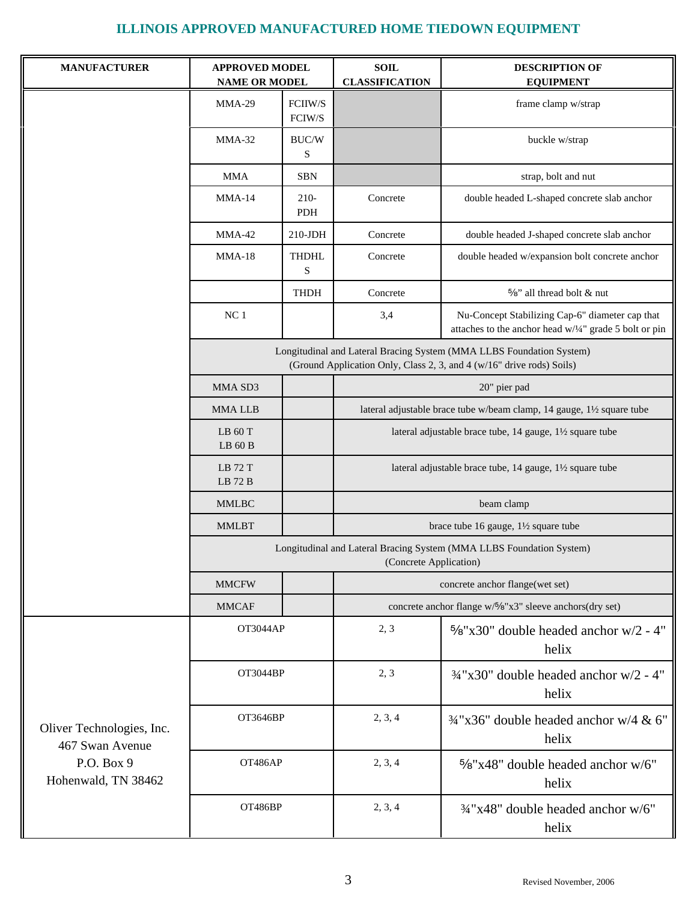# ILLINOIS APPROVED MANUFACTURED HOME TIEDOWN EQUIPMENT

| MANUFACTURER | APPROVED MODEL NAME OR MODEL | | SOIL CLASSIFICATION | DESCRIPTION OF EQUIPMENT |
|---|---|---|---|---|
| | MMA-29 | FCIIW/S FCIW/S | | frame clamp w/strap |
| | MMA-32 | BUC/WS | | buckle w/strap |
| | MMA | SBN | | strap, bolt and nut |
| | MMA-14 | 210-PDH | Concrete | double headed L-shaped concrete slab anchor |
| | MMA-42 | 210-JDH | Concrete | double headed J-shaped concrete slab anchor |
| | MMA-18 | THDHLS | Concrete | double headed w/expansion bolt concrete anchor |
| | | THDH | Concrete | ⅝" all thread bolt & nut |
| | NC 1 | | 3,4 | Nu-Concept Stabilizing Cap-6" diameter cap that attaches to the anchor head w/¼" grade 5 bolt or pin |
| | Longitudinal and Lateral Bracing System (MMA LLBS Foundation System) (Ground Application Only, Class 2, 3, and 4 (w/16" drive rods) Soils) | | | |
| | MMA SD3 | | 20" pier pad | |
| | MMA LLB | | lateral adjustable brace tube w/beam clamp, 14 gauge, 1½ square tube | |
| | LB 60 T<br>LB 60 B | | lateral adjustable brace tube, 14 gauge, 1½ square tube | |
| | LB 72 T<br>LB 72 B | | lateral adjustable brace tube, 14 gauge, 1½ square tube | |
| | MMLBC | | beam clamp | |
| | MMLBT | | brace tube 16 gauge, 1½ square tube | |
| | Longitudinal and Lateral Bracing System (MMA LLBS Foundation System) (Concrete Application) | | | |
| | MMCFW | | concrete anchor flange(wet set) | |
| | MMCAF | | concrete anchor flange w/⅝"x3" sleeve anchors(dry set) | |
| Oliver Technologies, Inc.<br>467 Swan Avenue<br>P.O. Box 9<br>Hohenwald, TN 38462 | OT3044AP | | 2, 3 | ⅝"x30" double headed anchor w/2 - 4" helix |
| | OT3044BP | | 2, 3 | ¾"x30" double headed anchor w/2 - 4" helix |
| | OT3646BP | | 2, 3, 4 | ¾"x36" double headed anchor w/4 & 6" helix |
| | OT486AP | | 2, 3, 4 | ⅝"x48" double headed anchor w/6" helix |
| | OT486BP | | 2, 3, 4 | ¾"x48" double headed anchor w/6" helix |

Revised November, 2006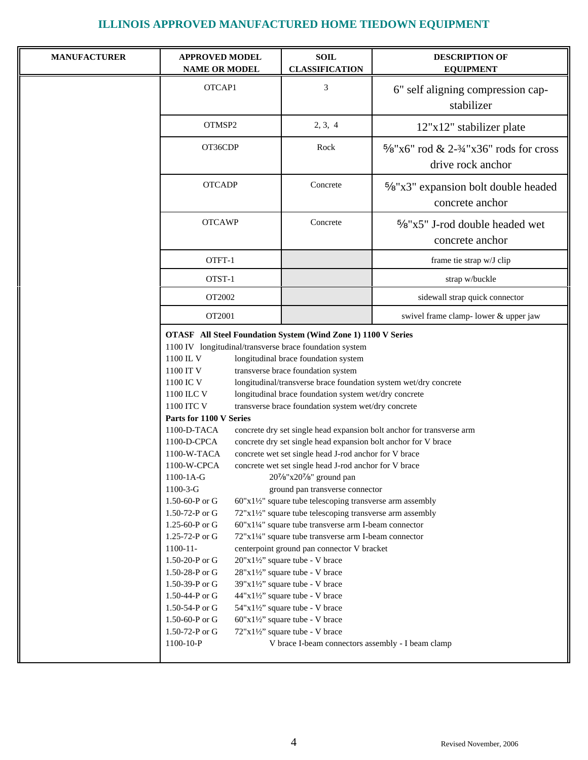# ILLINOIS APPROVED MANUFACTURED HOME TIEDOWN EQUIPMENT

| MANUFACTURER | APPROVED MODEL NAME OR MODEL | SOIL CLASSIFICATION | DESCRIPTION OF EQUIPMENT |
|---|---|---|---|
| | OTCAP1 | 3 | 6" self aligning compression cap-stabilizer |
| | OTMSP2 | 2, 3, 4 | 12"x12" stabilizer plate |
| | OT36CDP | Rock | ⅝"x6" rod & 2-¾"x36" rods for cross drive rock anchor |
| | OTCADP | Concrete | ⅝"x3" expansion bolt double headed concrete anchor |
| | OTCAWP | Concrete | ⅝"x5" J-rod double headed wet concrete anchor |
| | OTFT-1 | | frame tie strap w/J clip |
| | OTST-1 | | strap w/buckle |
| | OT2002 | | sidewall strap quick connector |
| | OT2001 | | swivel frame clamp- lower & upper jaw |

**OTASF All Steel Foundation System (Wind Zone 1) 1100 V Series**

1100 IV longitudinal/transverse brace foundation system

| | |
|---|---|
| 1100 IL V | longitudinal brace foundation system |
| 1100 IT V | transverse brace foundation system |
| 1100 IC V | longitudinal/transverse brace foundation system wet/dry concrete |
| 1100 ILC V | longitudinal brace foundation system wet/dry concrete |
| 1100 ITC V | transverse brace foundation system wet/dry concrete |

**Parts for 1100 V Series**

| | |
|---|---|
| 1100-D-TACA | concrete dry set single head expansion bolt anchor for transverse arm |
| 1100-D-CPCA | concrete dry set single head expansion bolt anchor for V brace |
| 1100-W-TACA | concrete wet set single head J-rod anchor for V brace |
| 1100-W-CPCA | concrete wet set single head J-rod anchor for V brace |
| 1100-1A-G | 20⅞"x20⅞" ground pan |
| 1100-3-G | ground pan transverse connector |
| 1.50-60-P or G | 60"x1½" square tube telescoping transverse arm assembly |
| 1.50-72-P or G | 72"x1½" square tube telescoping transverse arm assembly |
| 1.25-60-P or G | 60"x1¼" square tube transverse arm I-beam connector |
| 1.25-72-P or G | 72"x1¼" square tube transverse arm I-beam connector |
| 1100-11- | centerpoint ground pan connector V bracket |
| 1.50-20-P or G | 20"x1½" square tube - V brace |
| 1.50-28-P or G | 28"x1½" square tube - V brace |
| 1.50-39-P or G | 39"x1½" square tube - V brace |
| 1.50-44-P or G | 44"x1½" square tube - V brace |
| 1.50-54-P or G | 54"x1½" square tube - V brace |
| 1.50-60-P or G | 60"x1½" square tube - V brace |
| 1.50-72-P or G | 72"x1½" square tube - V brace |
| 1100-10-P | V brace I-beam connectors assembly - I beam clamp |

Revised November, 2006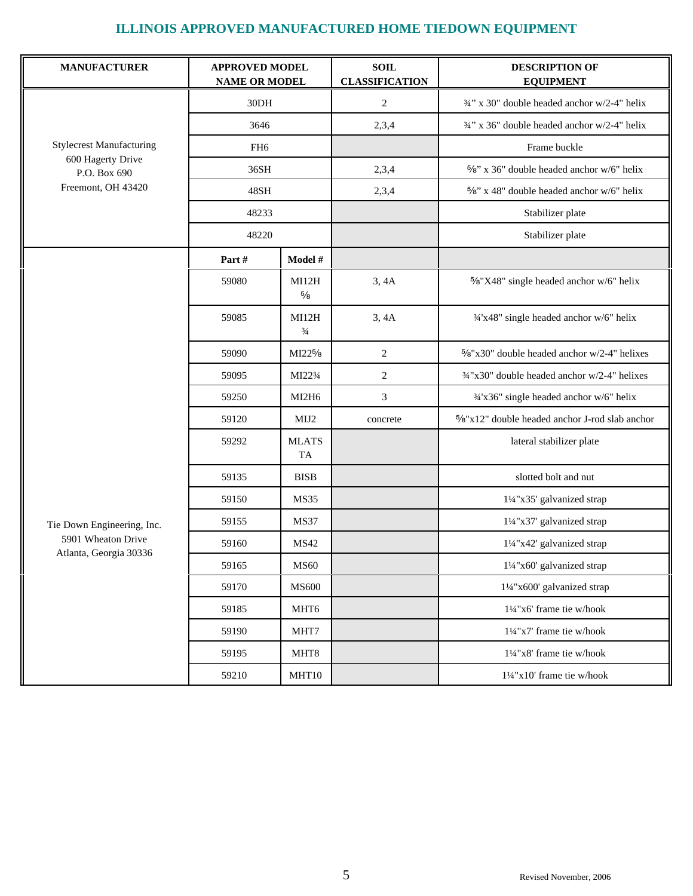## ILLINOIS APPROVED MANUFACTURED HOME TIEDOWN EQUIPMENT

| MANUFACTURER | APPROVED MODEL NAME OR MODEL | | SOIL CLASSIFICATION | DESCRIPTION OF EQUIPMENT |
|---|---|---|---|---|
| Stylecrest Manufacturing<br>600 Hagerty Drive<br>P.O. Box 690<br>Freemont, OH 43420 | 30DH | | 2 | ¾" x 30" double headed anchor w/2-4" helix |
| | 3646 | | 2,3,4 | ¾" x 36" double headed anchor w/2-4" helix |
| | FH6 | | | Frame buckle |
| | 36SH | | 2,3,4 | ⅝" x 36" double headed anchor w/6" helix |
| | 48SH | | 2,3,4 | ⅝" x 48" double headed anchor w/6" helix |
| | 48233 | | | Stabilizer plate |
| | 48220 | | | Stabilizer plate |
| Tie Down Engineering, Inc.<br>5901 Wheaton Drive<br>Atlanta, Georgia 30336 | **Part #** | **Model #** | | |
| | 59080 | MI12H ⅝ | 3, 4A | ⅝"X48" single headed anchor w/6" helix |
| | 59085 | MI12H ¾ | 3, 4A | ¾'x48" single headed anchor w/6" helix |
| | 59090 | MI22⅝ | 2 | ⅝"x30" double headed anchor w/2-4" helixes |
| | 59095 | MI22¾ | 2 | ¾"x30" double headed anchor w/2-4" helixes |
| | 59250 | MI2H6 | 3 | ¾'x36" single headed anchor w/6" helix |
| | 59120 | MIJ2 | concrete | ⅝"x12" double headed anchor J-rod slab anchor |
| | 59292 | MLATS TA | | lateral stabilizer plate |
| | 59135 | BISB | | slotted bolt and nut |
| | 59150 | MS35 | | 1¼"x35' galvanized strap |
| | 59155 | MS37 | | 1¼"x37' galvanized strap |
| | 59160 | MS42 | | 1¼"x42' galvanized strap |
| | 59165 | MS60 | | 1¼"x60' galvanized strap |
| | 59170 | MS600 | | 1¼"x600' galvanized strap |
| | 59185 | MHT6 | | 1¼"x6' frame tie w/hook |
| | 59190 | MHT7 | | 1¼"x7' frame tie w/hook |
| | 59195 | MHT8 | | 1¼"x8' frame tie w/hook |
| | 59210 | MHT10 | | 1¼"x10' frame tie w/hook |

Revised November, 2006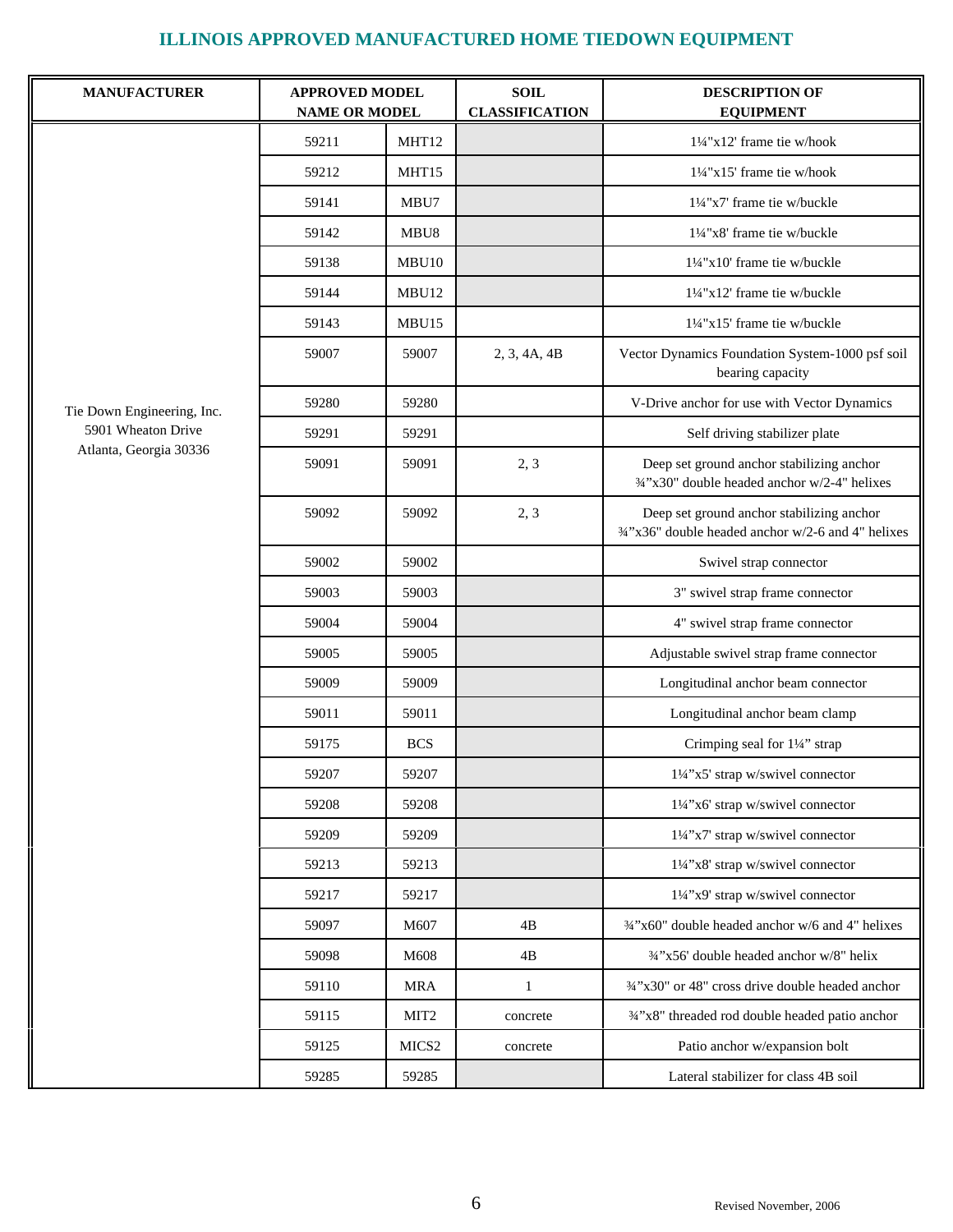# ILLINOIS APPROVED MANUFACTURED HOME TIEDOWN EQUIPMENT

| MANUFACTURER | APPROVED MODEL NAME OR MODEL | | SOIL CLASSIFICATION | DESCRIPTION OF EQUIPMENT |
|---|---|---|---|---|
| Tie Down Engineering, Inc. 5901 Wheaton Drive Atlanta, Georgia 30336 | 59211 | MHT12 | | 1¼"x12' frame tie w/hook |
| | 59212 | MHT15 | | 1¼"x15' frame tie w/hook |
| | 59141 | MBU7 | | 1¼"x7' frame tie w/buckle |
| | 59142 | MBU8 | | 1¼"x8' frame tie w/buckle |
| | 59138 | MBU10 | | 1¼"x10' frame tie w/buckle |
| | 59144 | MBU12 | | 1¼"x12' frame tie w/buckle |
| | 59143 | MBU15 | | 1¼"x15' frame tie w/buckle |
| | 59007 | 59007 | 2, 3, 4A, 4B | Vector Dynamics Foundation System-1000 psf soil bearing capacity |
| | 59280 | 59280 | | V-Drive anchor for use with Vector Dynamics |
| | 59291 | 59291 | | Self driving stabilizer plate |
| | 59091 | 59091 | 2, 3 | Deep set ground anchor stabilizing anchor ¾"x30" double headed anchor w/2-4" helixes |
| | 59092 | 59092 | 2, 3 | Deep set ground anchor stabilizing anchor ¾"x36" double headed anchor w/2-6 and 4" helixes |
| | 59002 | 59002 | | Swivel strap connector |
| | 59003 | 59003 | | 3" swivel strap frame connector |
| | 59004 | 59004 | | 4" swivel strap frame connector |
| | 59005 | 59005 | | Adjustable swivel strap frame connector |
| | 59009 | 59009 | | Longitudinal anchor beam connector |
| | 59011 | 59011 | | Longitudinal anchor beam clamp |
| | 59175 | BCS | | Crimping seal for 1¼" strap |
| | 59207 | 59207 | | 1¼"x5' strap w/swivel connector |
| | 59208 | 59208 | | 1¼"x6' strap w/swivel connector |
| | 59209 | 59209 | | 1¼"x7' strap w/swivel connector |
| | 59213 | 59213 | | 1¼"x8' strap w/swivel connector |
| | 59217 | 59217 | | 1¼"x9' strap w/swivel connector |
| | 59097 | M607 | 4B | ¾"x60" double headed anchor w/6 and 4" helixes |
| | 59098 | M608 | 4B | ¾"x56' double headed anchor w/8" helix |
| | 59110 | MRA | 1 | ¾"x30" or 48" cross drive double headed anchor |
| | 59115 | MIT2 | concrete | ¾"x8" threaded rod double headed patio anchor |
| | 59125 | MICS2 | concrete | Patio anchor w/expansion bolt |
| | 59285 | 59285 | | Lateral stabilizer for class 4B soil |

Revised November, 2006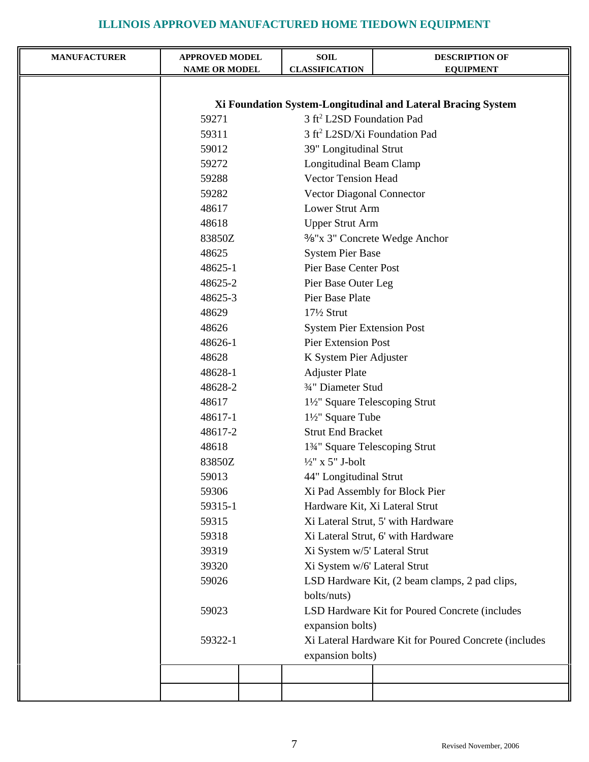# ILLINOIS APPROVED MANUFACTURED HOME TIEDOWN EQUIPMENT

| MANUFACTURER | APPROVED MODEL NAME OR MODEL | SOIL CLASSIFICATION | DESCRIPTION OF EQUIPMENT |
|---|---|---|---|
| | **Xi Foundation System-Longitudinal and Lateral Bracing System** | | |
| | 59271 | | 3 $ft^2$ L2SD Foundation Pad |
| | 59311 | | 3 $ft^2$ L2SD/Xi Foundation Pad |
| | 59012 | | 39" Longitudinal Strut |
| | 59272 | | Longitudinal Beam Clamp |
| | 59288 | | Vector Tension Head |
| | 59282 | | Vector Diagonal Connector |
| | 48617 | | Lower Strut Arm |
| | 48618 | | Upper Strut Arm |
| | 83850Z | | ⅜"x 3" Concrete Wedge Anchor |
| | 48625 | | System Pier Base |
| | 48625-1 | | Pier Base Center Post |
| | 48625-2 | | Pier Base Outer Leg |
| | 48625-3 | | Pier Base Plate |
| | 48629 | | 17½ Strut |
| | 48626 | | System Pier Extension Post |
| | 48626-1 | | Pier Extension Post |
| | 48628 | | K System Pier Adjuster |
| | 48628-1 | | Adjuster Plate |
| | 48628-2 | | ¾" Diameter Stud |
| | 48617 | | 1½" Square Telescoping Strut |
| | 48617-1 | | 1½" Square Tube |
| | 48617-2 | | Strut End Bracket |
| | 48618 | | 1¾" Square Telescoping Strut |
| | 83850Z | | ½" x 5" J-bolt |
| | 59013 | | 44" Longitudinal Strut |
| | 59306 | | Xi Pad Assembly for Block Pier |
| | 59315-1 | | Hardware Kit, Xi Lateral Strut |
| | 59315 | | Xi Lateral Strut, 5' with Hardware |
| | 59318 | | Xi Lateral Strut, 6' with Hardware |
| | 39319 | | Xi System w/5' Lateral Strut |
| | 39320 | | Xi System w/6' Lateral Strut |
| | 59026 | | LSD Hardware Kit, (2 beam clamps, 2 pad clips, bolts/nuts) |
| | 59023 | | LSD Hardware Kit for Poured Concrete (includes expansion bolts) |
| | 59322-1 | | Xi Lateral Hardware Kit for Poured Concrete (includes expansion bolts) |
| | | | |
| | | | |

Revised November, 2006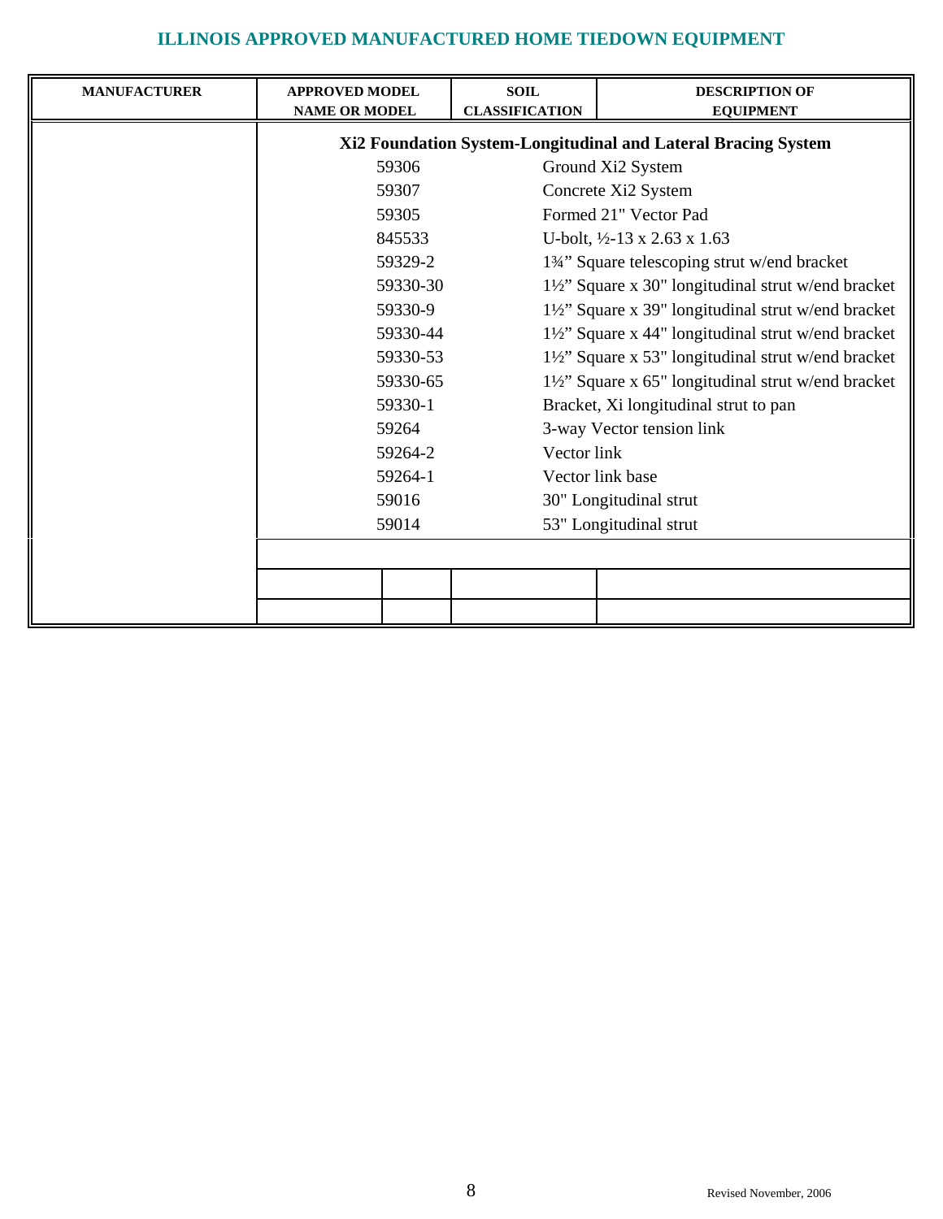## ILLINOIS APPROVED MANUFACTURED HOME TIEDOWN EQUIPMENT

| MANUFACTURER | APPROVED MODEL NAME OR MODEL | SOIL CLASSIFICATION | DESCRIPTION OF EQUIPMENT |
|---|---|---|---|
| | **Xi2 Foundation System-Longitudinal and Lateral Bracing System** | | |
| | 59306 | | Ground Xi2 System |
| | 59307 | | Concrete Xi2 System |
| | 59305 | | Formed 21" Vector Pad |
| | 845533 | | U-bolt, ½-13 x 2.63 x 1.63 |
| | 59329-2 | | 1¾" Square telescoping strut w/end bracket |
| | 59330-30 | | 1½" Square x 30" longitudinal strut w/end bracket |
| | 59330-9 | | 1½" Square x 39" longitudinal strut w/end bracket |
| | 59330-44 | | 1½" Square x 44" longitudinal strut w/end bracket |
| | 59330-53 | | 1½" Square x 53" longitudinal strut w/end bracket |
| | 59330-65 | | 1½" Square x 65" longitudinal strut w/end bracket |
| | 59330-1 | | Bracket, Xi longitudinal strut to pan |
| | 59264 | | 3-way Vector tension link |
| | 59264-2 | | Vector link |
| | 59264-1 | | Vector link base |
| | 59016 | | 30" Longitudinal strut |
| | 59014 | | 53" Longitudinal strut |

Revised November, 2006